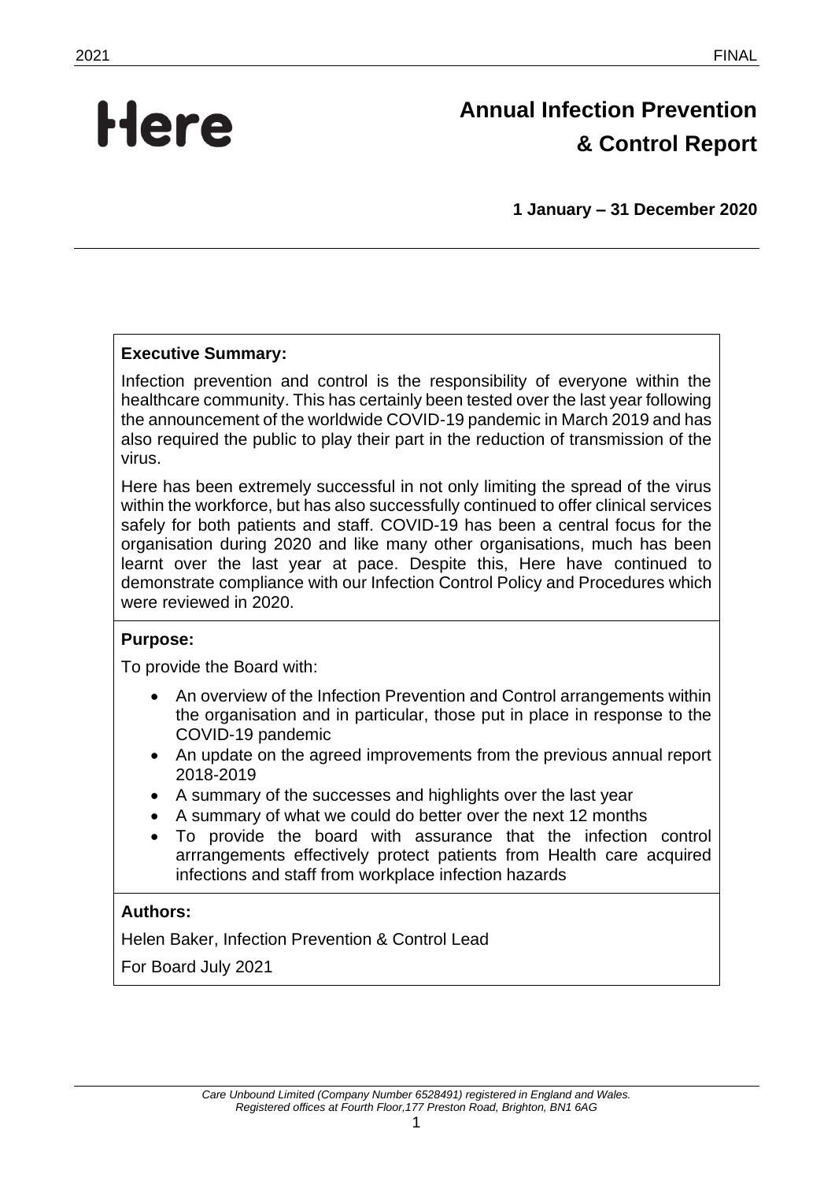Here

# Annual Infection Prevention & Control Report

**1 January – 31 December 2020**

**Executive Summary:**

Infection prevention and control is the responsibility of everyone within the healthcare community. This has certainly been tested over the last year following the announcement of the worldwide COVID-19 pandemic in March 2019 and has also required the public to play their part in the reduction of transmission of the virus.

Here has been extremely successful in not only limiting the spread of the virus within the workforce, but has also successfully continued to offer clinical services safely for both patients and staff. COVID-19 has been a central focus for the organisation during 2020 and like many other organisations, much has been learnt over the last year at pace. Despite this, Here have continued to demonstrate compliance with our Infection Control Policy and Procedures which were reviewed in 2020.

**Purpose:**

To provide the Board with:

- An overview of the Infection Prevention and Control arrangements within the organisation and in particular, those put in place in response to the COVID-19 pandemic
- An update on the agreed improvements from the previous annual report 2018-2019
- A summary of the successes and highlights over the last year
- A summary of what we could do better over the next 12 months
- To provide the board with assurance that the infection control arrrangements effectively protect patients from Health care acquired infections and staff from workplace infection hazards

**Authors:**

Helen Baker, Infection Prevention & Control Lead

For Board July 2021

*Care Unbound Limited (Company Number 6528491) registered in England and Wales. Registered offices at Fourth Floor,177 Preston Road, Brighton, BN1 6AG*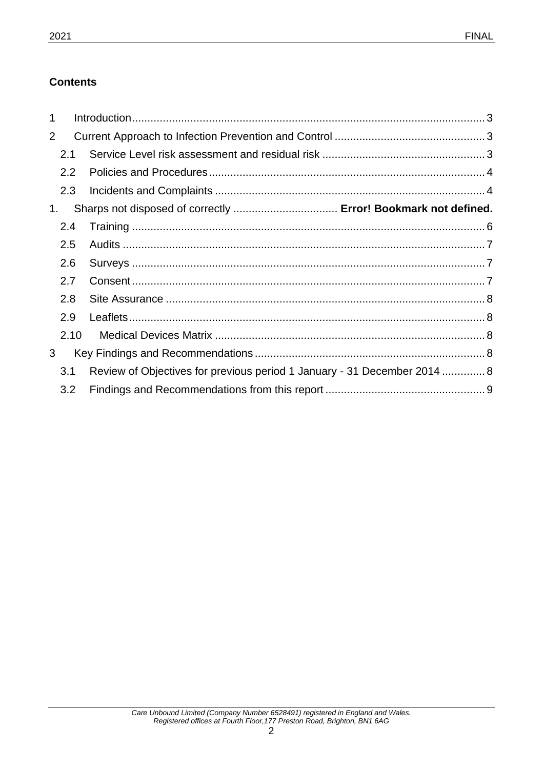**Contents**

1 Introduction .......... 3

2 Current Approach to Infection Prevention and Control .......... 3

  2.1 Service Level risk assessment and residual risk .......... 3

  2.2 Policies and Procedures .......... 4

  2.3 Incidents and Complaints .......... 4

1. Sharps not disposed of correctly .......... **Error! Bookmark not defined.**

  2.4 Training .......... 6

  2.5 Audits .......... 7

  2.6 Surveys .......... 7

  2.7 Consent .......... 7

  2.8 Site Assurance .......... 8

  2.9 Leaflets .......... 8

  2.10 Medical Devices Matrix .......... 8

3 Key Findings and Recommendations .......... 8

  3.1 Review of Objectives for previous period 1 January - 31 December 2014 .......... 8

  3.2 Findings and Recommendations from this report .......... 9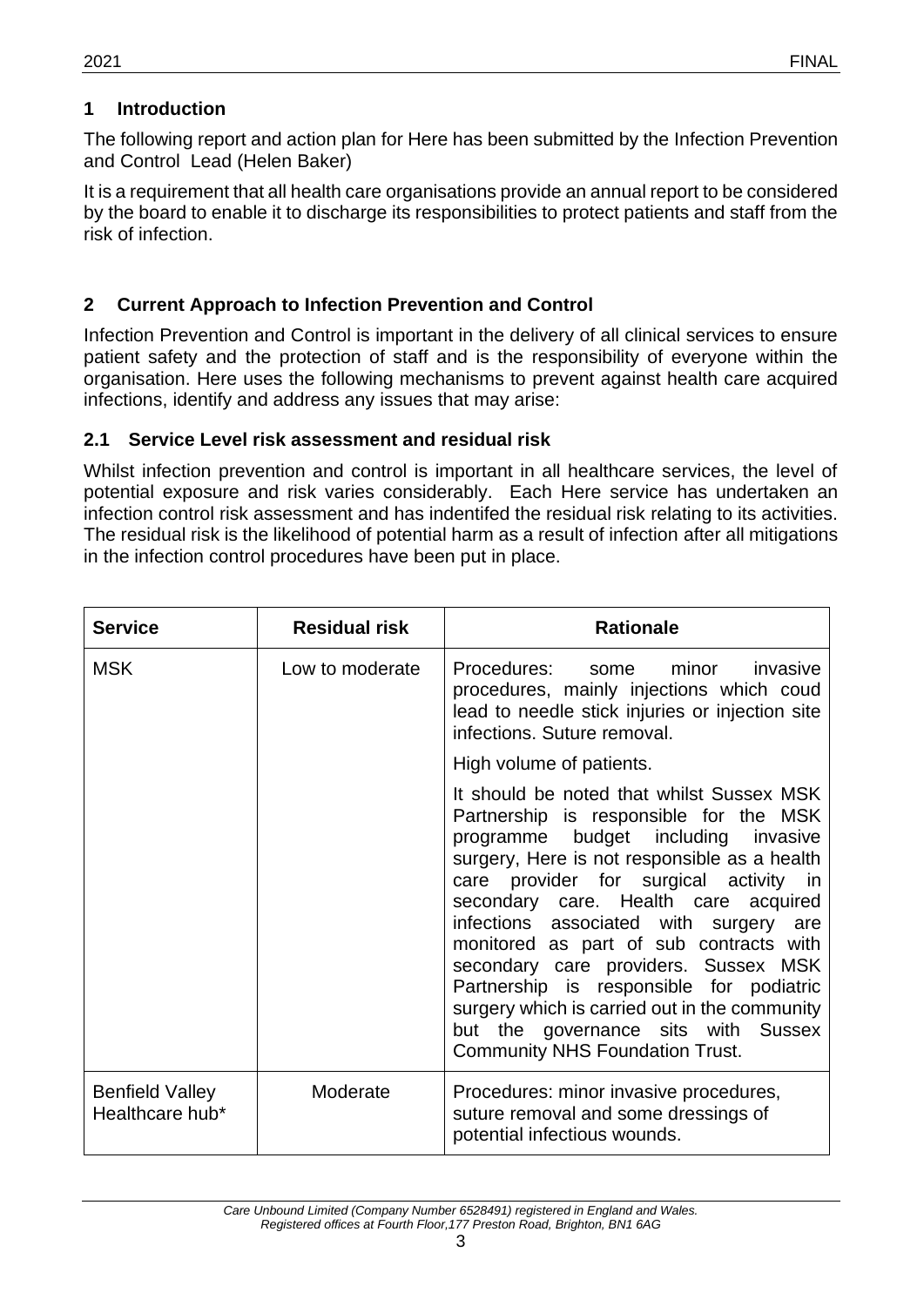## 1 Introduction

The following report and action plan for Here has been submitted by the Infection Prevention and Control Lead (Helen Baker)

It is a requirement that all health care organisations provide an annual report to be considered by the board to enable it to discharge its responsibilities to protect patients and staff from the risk of infection.

## 2 Current Approach to Infection Prevention and Control

Infection Prevention and Control is important in the delivery of all clinical services to ensure patient safety and the protection of staff and is the responsibility of everyone within the organisation. Here uses the following mechanisms to prevent against health care acquired infections, identify and address any issues that may arise:

### 2.1 Service Level risk assessment and residual risk

Whilst infection prevention and control is important in all healthcare services, the level of potential exposure and risk varies considerably. Each Here service has undertaken an infection control risk assessment and has indentifed the residual risk relating to its activities. The residual risk is the likelihood of potential harm as a result of infection after all mitigations in the infection control procedures have been put in place.

| Service | Residual risk | Rationale |
|---|---|---|
| MSK | Low to moderate | Procedures: some minor invasive procedures, mainly injections which coud lead to needle stick injuries or injection site infections. Suture removal.<br><br>High volume of patients.<br><br>It should be noted that whilst Sussex MSK Partnership is responsible for the MSK programme budget including invasive surgery, Here is not responsible as a health care provider for surgical activity in secondary care. Health care acquired infections associated with surgery are monitored as part of sub contracts with secondary care providers. Sussex MSK Partnership is responsible for podiatric surgery which is carried out in the community but the governance sits with Sussex Community NHS Foundation Trust. |
| Benfield Valley Healthcare hub* | Moderate | Procedures: minor invasive procedures, suture removal and some dressings of potential infectious wounds. |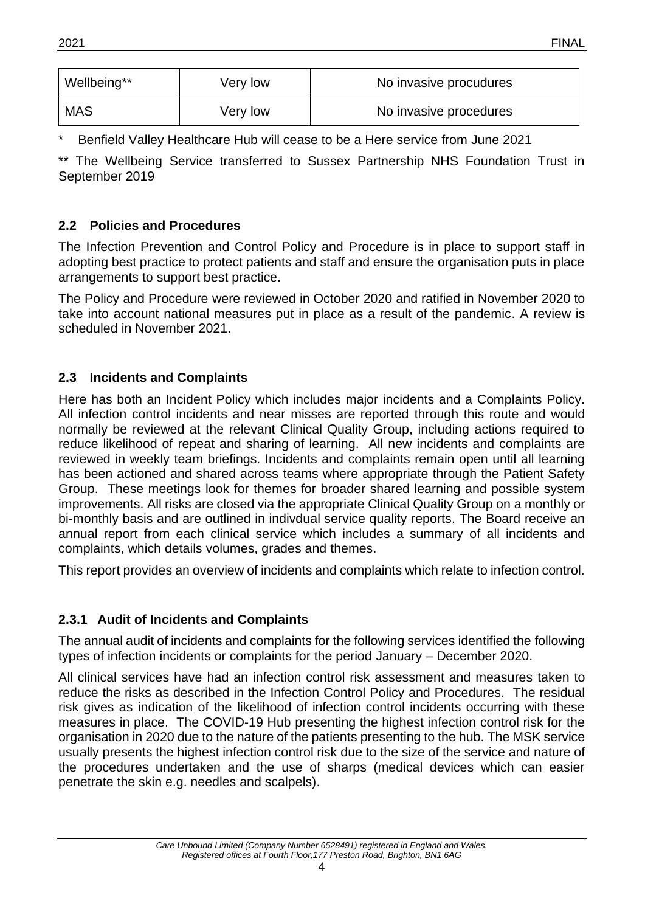| Wellbeing** | Very low | No invasive procudures |
| --- | --- | --- |
| MAS | Very low | No invasive procedures |

\* Benfield Valley Healthcare Hub will cease to be a Here service from June 2021

** The Wellbeing Service transferred to Sussex Partnership NHS Foundation Trust in September 2019

### 2.2 Policies and Procedures

The Infection Prevention and Control Policy and Procedure is in place to support staff in adopting best practice to protect patients and staff and ensure the organisation puts in place arrangements to support best practice.

The Policy and Procedure were reviewed in October 2020 and ratified in November 2020 to take into account national measures put in place as a result of the pandemic. A review is scheduled in November 2021.

### 2.3 Incidents and Complaints

Here has both an Incident Policy which includes major incidents and a Complaints Policy. All infection control incidents and near misses are reported through this route and would normally be reviewed at the relevant Clinical Quality Group, including actions required to reduce likelihood of repeat and sharing of learning. All new incidents and complaints are reviewed in weekly team briefings. Incidents and complaints remain open until all learning has been actioned and shared across teams where appropriate through the Patient Safety Group. These meetings look for themes for broader shared learning and possible system improvements. All risks are closed via the appropriate Clinical Quality Group on a monthly or bi-monthly basis and are outlined in indivdual service quality reports. The Board receive an annual report from each clinical service which includes a summary of all incidents and complaints, which details volumes, grades and themes.

This report provides an overview of incidents and complaints which relate to infection control.

#### 2.3.1 Audit of Incidents and Complaints

The annual audit of incidents and complaints for the following services identified the following types of infection incidents or complaints for the period January – December 2020.

All clinical services have had an infection control risk assessment and measures taken to reduce the risks as described in the Infection Control Policy and Procedures. The residual risk gives as indication of the likelihood of infection control incidents occurring with these measures in place. The COVID-19 Hub presenting the highest infection control risk for the organisation in 2020 due to the nature of the patients presenting to the hub. The MSK service usually presents the highest infection control risk due to the size of the service and nature of the procedures undertaken and the use of sharps (medical devices which can easier penetrate the skin e.g. needles and scalpels).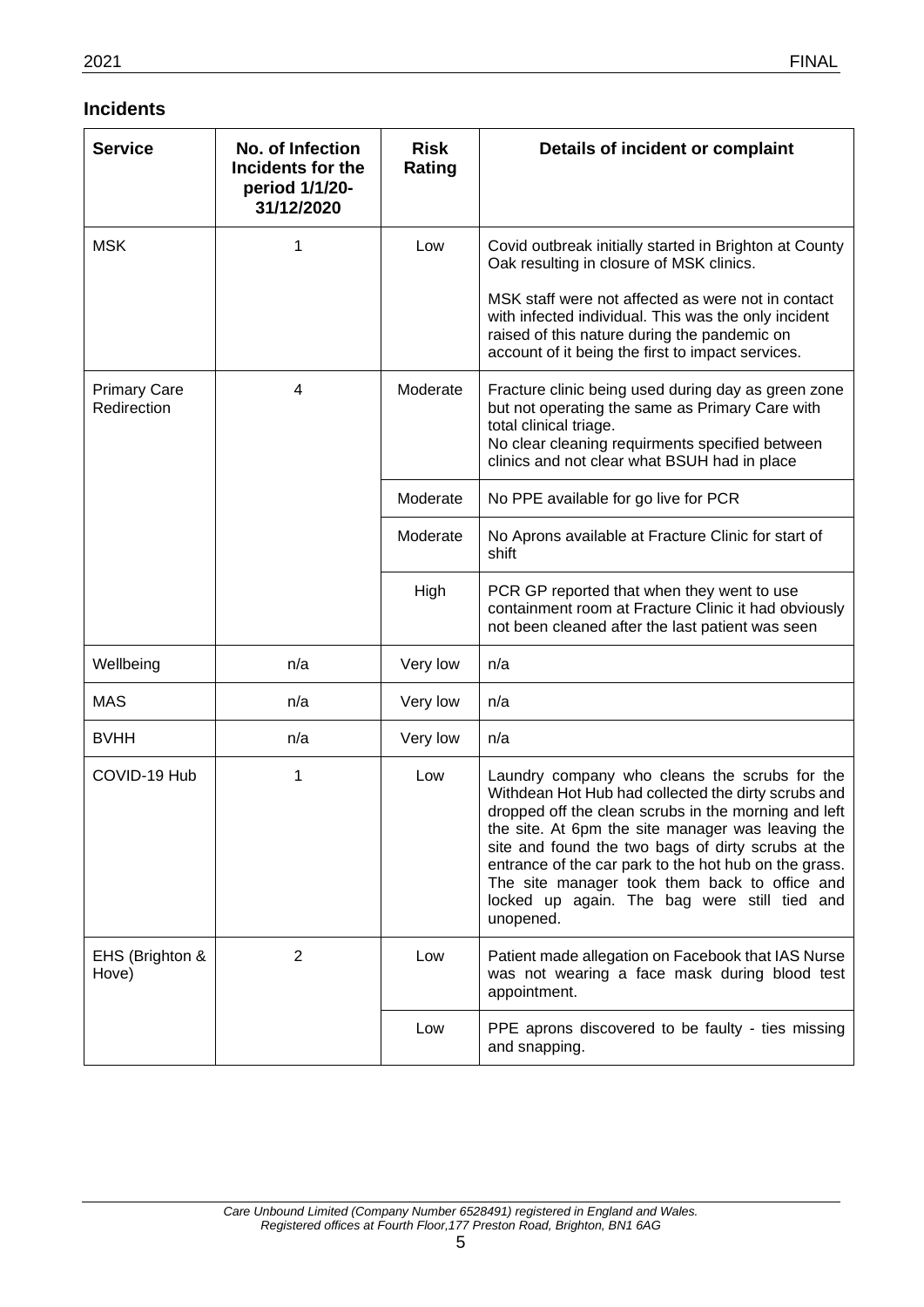## Incidents

| Service | No. of Infection Incidents for the period 1/1/20-31/12/2020 | Risk Rating | Details of incident or complaint |
|---|---|---|---|
| MSK | 1 | Low | Covid outbreak initially started in Brighton at County Oak resulting in closure of MSK clinics.<br><br>MSK staff were not affected as were not in contact with infected individual. This was the only incident raised of this nature during the pandemic on account of it being the first to impact services. |
| Primary Care Redirection | 4 | Moderate | Fracture clinic being used during day as green zone but not operating the same as Primary Care with total clinical triage.<br>No clear cleaning requirments specified between clinics and not clear what BSUH had in place |
| | | Moderate | No PPE available for go live for PCR |
| | | Moderate | No Aprons available at Fracture Clinic for start of shift |
| | | High | PCR GP reported that when they went to use containment room at Fracture Clinic it had obviously not been cleaned after the last patient was seen |
| Wellbeing | n/a | Very low | n/a |
| MAS | n/a | Very low | n/a |
| BVHH | n/a | Very low | n/a |
| COVID-19 Hub | 1 | Low | Laundry company who cleans the scrubs for the Withdean Hot Hub had collected the dirty scrubs and dropped off the clean scrubs in the morning and left the site. At 6pm the site manager was leaving the site and found the two bags of dirty scrubs at the entrance of the car park to the hot hub on the grass. The site manager took them back to office and locked up again. The bag were still tied and unopened. |
| EHS (Brighton & Hove) | 2 | Low | Patient made allegation on Facebook that IAS Nurse was not wearing a face mask during blood test appointment. |
| | | Low | PPE aprons discovered to be faulty - ties missing and snapping. |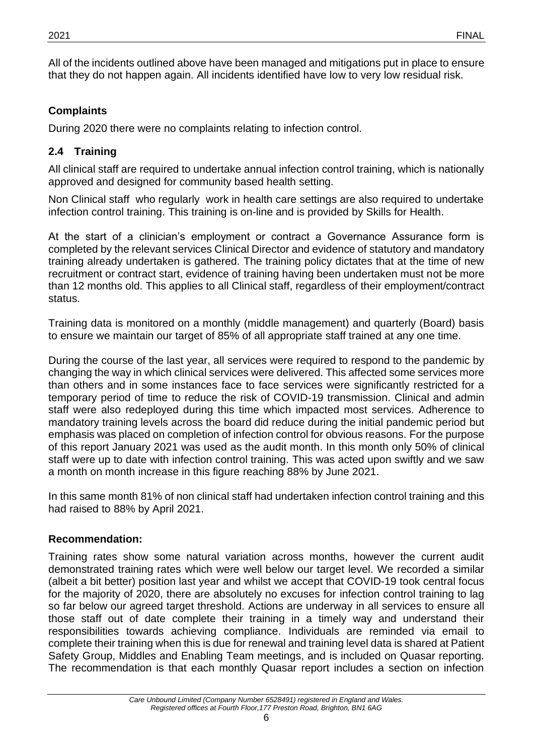All of the incidents outlined above have been managed and mitigations put in place to ensure that they do not happen again. All incidents identified have low to very low residual risk.

**Complaints**

During 2020 there were no complaints relating to infection control.

## 2.4 Training

All clinical staff are required to undertake annual infection control training, which is nationally approved and designed for community based health setting.

Non Clinical staff who regularly work in health care settings are also required to undertake infection control training. This training is on-line and is provided by Skills for Health.

At the start of a clinician's employment or contract a Governance Assurance form is completed by the relevant services Clinical Director and evidence of statutory and mandatory training already undertaken is gathered. The training policy dictates that at the time of new recruitment or contract start, evidence of training having been undertaken must not be more than 12 months old. This applies to all Clinical staff, regardless of their employment/contract status.

Training data is monitored on a monthly (middle management) and quarterly (Board) basis to ensure we maintain our target of 85% of all appropriate staff trained at any one time.

During the course of the last year, all services were required to respond to the pandemic by changing the way in which clinical services were delivered. This affected some services more than others and in some instances face to face services were significantly restricted for a temporary period of time to reduce the risk of COVID-19 transmission. Clinical and admin staff were also redeployed during this time which impacted most services. Adherence to mandatory training levels across the board did reduce during the initial pandemic period but emphasis was placed on completion of infection control for obvious reasons. For the purpose of this report January 2021 was used as the audit month. In this month only 50% of clinical staff were up to date with infection control training. This was acted upon swiftly and we saw a month on month increase in this figure reaching 88% by June 2021.

In this same month 81% of non clinical staff had undertaken infection control training and this had raised to 88% by April 2021.

**Recommendation:**

Training rates show some natural variation across months, however the current audit demonstrated training rates which were well below our target level. We recorded a similar (albeit a bit better) position last year and whilst we accept that COVID-19 took central focus for the majority of 2020, there are absolutely no excuses for infection control training to lag so far below our agreed target threshold. Actions are underway in all services to ensure all those staff out of date complete their training in a timely way and understand their responsibilities towards achieving compliance. Individuals are reminded via email to complete their training when this is due for renewal and training level data is shared at Patient Safety Group, Middles and Enabling Team meetings, and is included on Quasar reporting. The recommendation is that each monthly Quasar report includes a section on infection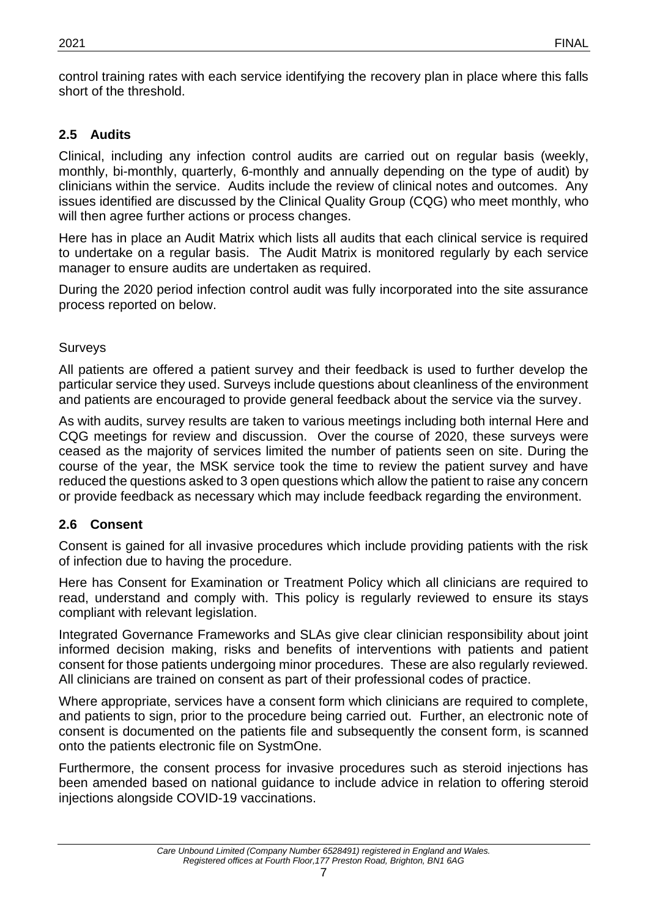control training rates with each service identifying the recovery plan in place where this falls short of the threshold.

## 2.5 Audits

Clinical, including any infection control audits are carried out on regular basis (weekly, monthly, bi-monthly, quarterly, 6-monthly and annually depending on the type of audit) by clinicians within the service. Audits include the review of clinical notes and outcomes. Any issues identified are discussed by the Clinical Quality Group (CQG) who meet monthly, who will then agree further actions or process changes.

Here has in place an Audit Matrix which lists all audits that each clinical service is required to undertake on a regular basis. The Audit Matrix is monitored regularly by each service manager to ensure audits are undertaken as required.

During the 2020 period infection control audit was fully incorporated into the site assurance process reported on below.

Surveys

All patients are offered a patient survey and their feedback is used to further develop the particular service they used. Surveys include questions about cleanliness of the environment and patients are encouraged to provide general feedback about the service via the survey.

As with audits, survey results are taken to various meetings including both internal Here and CQG meetings for review and discussion. Over the course of 2020, these surveys were ceased as the majority of services limited the number of patients seen on site. During the course of the year, the MSK service took the time to review the patient survey and have reduced the questions asked to 3 open questions which allow the patient to raise any concern or provide feedback as necessary which may include feedback regarding the environment.

## 2.6 Consent

Consent is gained for all invasive procedures which include providing patients with the risk of infection due to having the procedure.

Here has Consent for Examination or Treatment Policy which all clinicians are required to read, understand and comply with. This policy is regularly reviewed to ensure its stays compliant with relevant legislation.

Integrated Governance Frameworks and SLAs give clear clinician responsibility about joint informed decision making, risks and benefits of interventions with patients and patient consent for those patients undergoing minor procedures. These are also regularly reviewed. All clinicians are trained on consent as part of their professional codes of practice.

Where appropriate, services have a consent form which clinicians are required to complete, and patients to sign, prior to the procedure being carried out. Further, an electronic note of consent is documented on the patients file and subsequently the consent form, is scanned onto the patients electronic file on SystmOne.

Furthermore, the consent process for invasive procedures such as steroid injections has been amended based on national guidance to include advice in relation to offering steroid injections alongside COVID-19 vaccinations.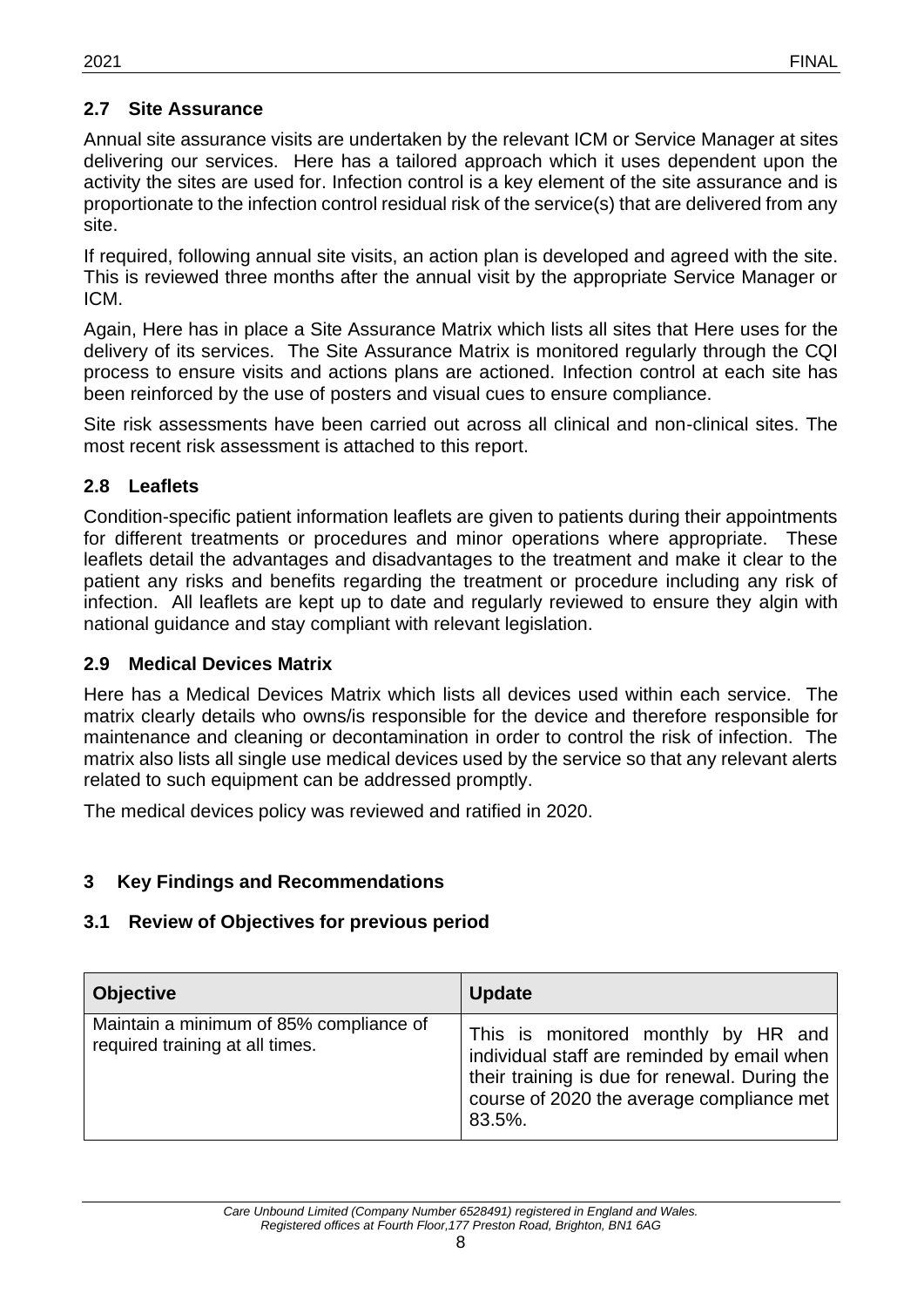## 2.7 Site Assurance

Annual site assurance visits are undertaken by the relevant ICM or Service Manager at sites delivering our services. Here has a tailored approach which it uses dependent upon the activity the sites are used for. Infection control is a key element of the site assurance and is proportionate to the infection control residual risk of the service(s) that are delivered from any site.

If required, following annual site visits, an action plan is developed and agreed with the site. This is reviewed three months after the annual visit by the appropriate Service Manager or ICM.

Again, Here has in place a Site Assurance Matrix which lists all sites that Here uses for the delivery of its services. The Site Assurance Matrix is monitored regularly through the CQI process to ensure visits and actions plans are actioned. Infection control at each site has been reinforced by the use of posters and visual cues to ensure compliance.

Site risk assessments have been carried out across all clinical and non-clinical sites. The most recent risk assessment is attached to this report.

## 2.8 Leaflets

Condition-specific patient information leaflets are given to patients during their appointments for different treatments or procedures and minor operations where appropriate. These leaflets detail the advantages and disadvantages to the treatment and make it clear to the patient any risks and benefits regarding the treatment or procedure including any risk of infection. All leaflets are kept up to date and regularly reviewed to ensure they algin with national guidance and stay compliant with relevant legislation.

## 2.9 Medical Devices Matrix

Here has a Medical Devices Matrix which lists all devices used within each service. The matrix clearly details who owns/is responsible for the device and therefore responsible for maintenance and cleaning or decontamination in order to control the risk of infection. The matrix also lists all single use medical devices used by the service so that any relevant alerts related to such equipment can be addressed promptly.

The medical devices policy was reviewed and ratified in 2020.

# 3 Key Findings and Recommendations

## 3.1 Review of Objectives for previous period

| Objective | Update |
|---|---|
| Maintain a minimum of 85% compliance of required training at all times. | This is monitored monthly by HR and individual staff are reminded by email when their training is due for renewal. During the course of 2020 the average compliance met 83.5%. |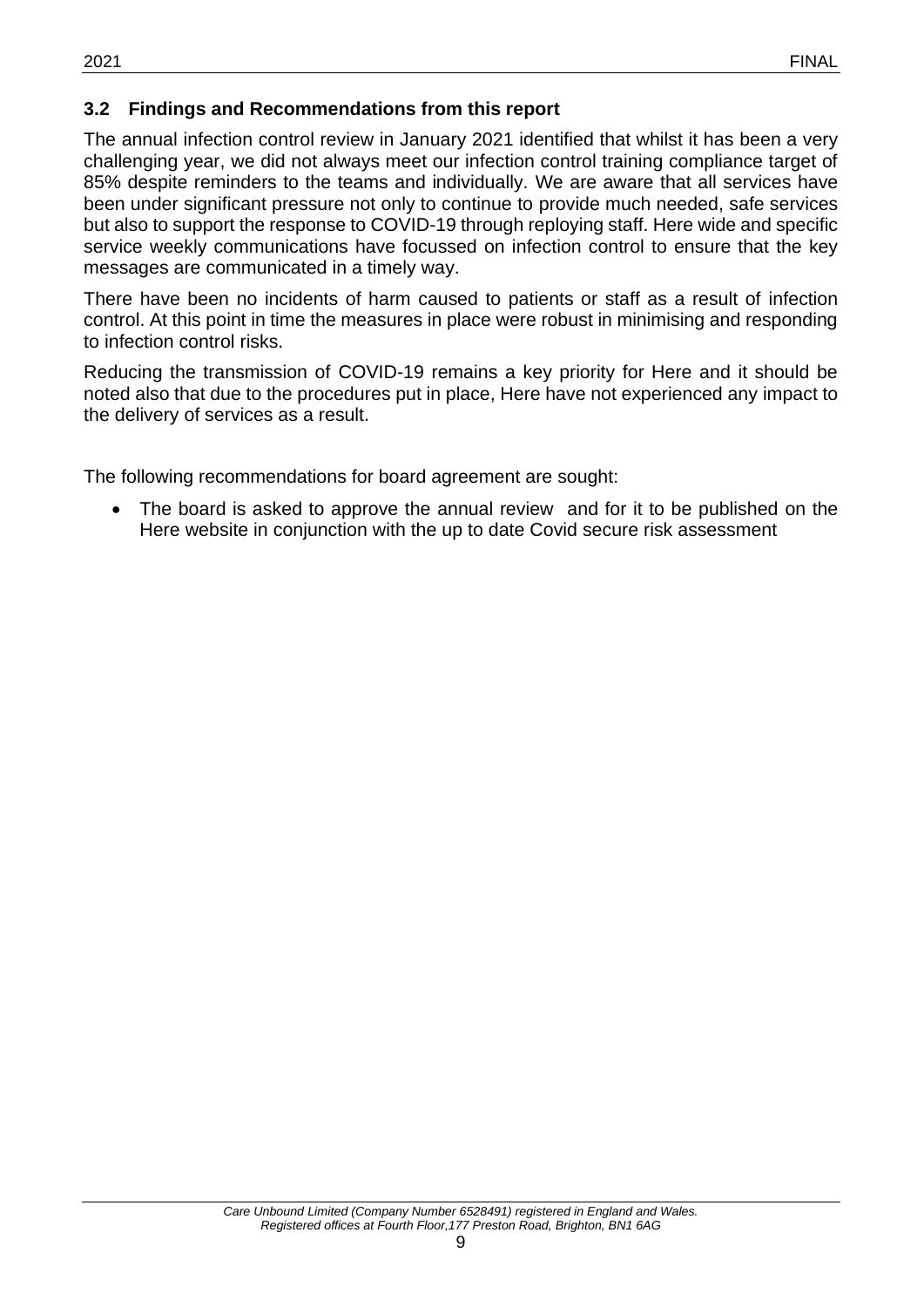### 3.2 Findings and Recommendations from this report

The annual infection control review in January 2021 identified that whilst it has been a very challenging year, we did not always meet our infection control training compliance target of 85% despite reminders to the teams and individually. We are aware that all services have been under significant pressure not only to continue to provide much needed, safe services but also to support the response to COVID-19 through reploying staff. Here wide and specific service weekly communications have focussed on infection control to ensure that the key messages are communicated in a timely way.

There have been no incidents of harm caused to patients or staff as a result of infection control. At this point in time the measures in place were robust in minimising and responding to infection control risks.

Reducing the transmission of COVID-19 remains a key priority for Here and it should be noted also that due to the procedures put in place, Here have not experienced any impact to the delivery of services as a result.

The following recommendations for board agreement are sought:

- The board is asked to approve the annual review and for it to be published on the Here website in conjunction with the up to date Covid secure risk assessment